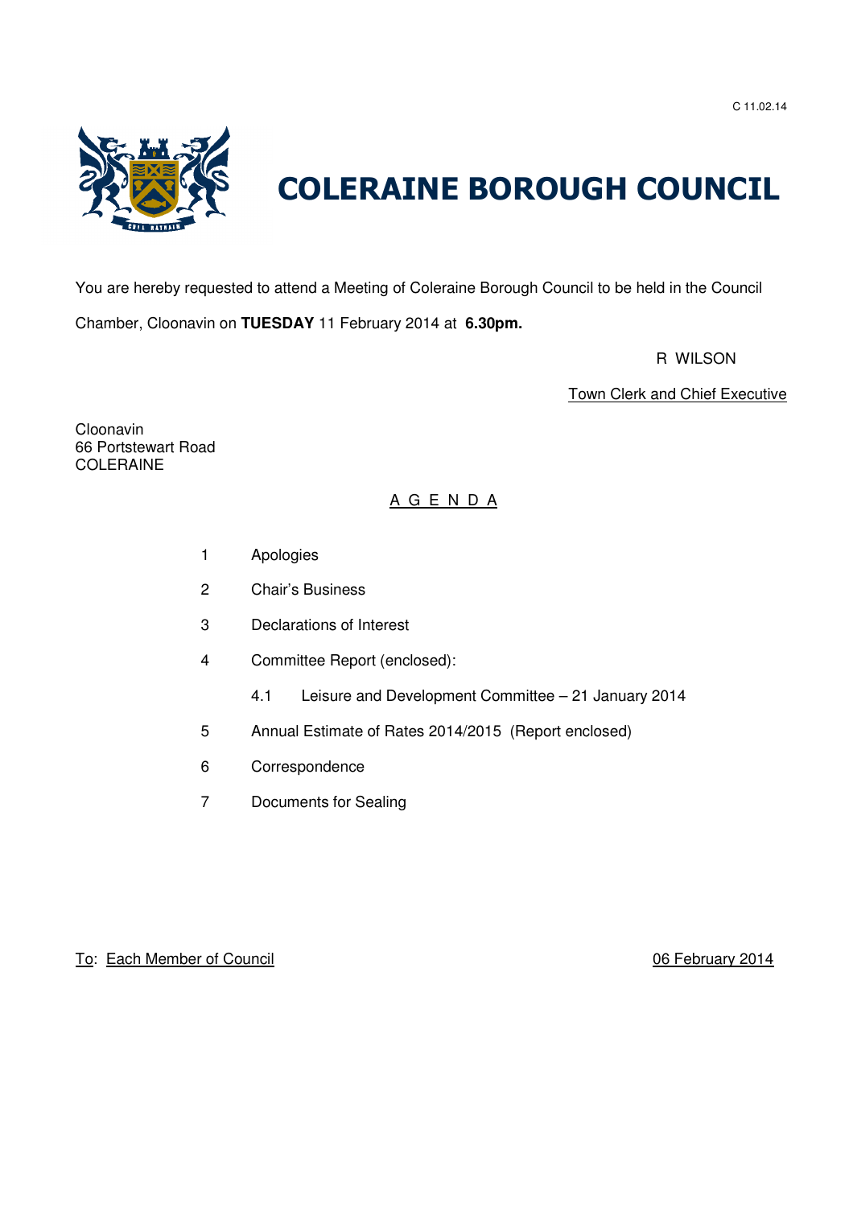C 11.02.14

# COLERAINE BOROUGH COUNCIL

You are hereby requested to attend a Meeting of Coleraine Borough Council to be held in the Council Chamber, Cloonavin on **TUESDAY** 11 February 2014 at **6.30pm.**

R WILSON

Town Clerk and Chief Executive

Cloonavin
66 Portstewart Road
COLERAINE

## A G E N D A

1 Apologies

2 Chair's Business

3 Declarations of Interest

4 Committee Report (enclosed):

 4.1 Leisure and Development Committee – 21 January 2014

5 Annual Estimate of Rates 2014/2015 (Report enclosed)

6 Correspondence

7 Documents for Sealing

To: Each Member of Council

06 February 2014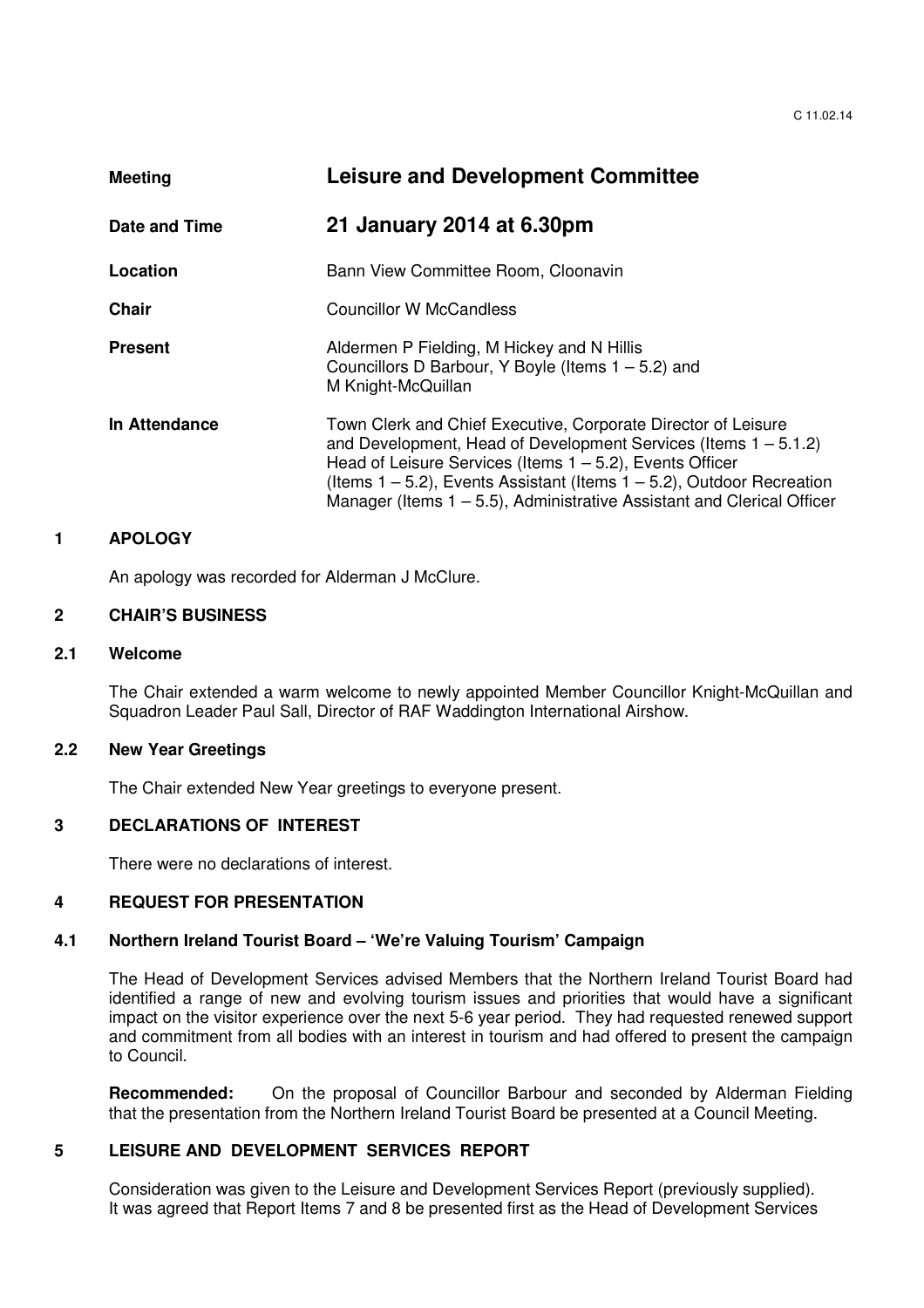| | |
|---|---|
| **Meeting** | **Leisure and Development Committee** |
| **Date and Time** | **21 January 2014 at 6.30pm** |
| **Location** | Bann View Committee Room, Cloonavin |
| **Chair** | Councillor W McCandless |
| **Present** | Aldermen P Fielding, M Hickey and N Hillis<br>Councillors D Barbour, Y Boyle (Items 1 – 5.2) and M Knight-McQuillan |
| **In Attendance** | Town Clerk and Chief Executive, Corporate Director of Leisure and Development, Head of Development Services (Items 1 – 5.1.2) Head of Leisure Services (Items 1 – 5.2), Events Officer (Items 1 – 5.2), Events Assistant (Items 1 – 5.2), Outdoor Recreation Manager (Items 1 – 5.5), Administrative Assistant and Clerical Officer |

## 1 APOLOGY

An apology was recorded for Alderman J McClure.

## 2 CHAIR'S BUSINESS

### 2.1 Welcome

The Chair extended a warm welcome to newly appointed Member Councillor Knight-McQuillan and Squadron Leader Paul Sall, Director of RAF Waddington International Airshow.

### 2.2 New Year Greetings

The Chair extended New Year greetings to everyone present.

## 3 DECLARATIONS OF INTEREST

There were no declarations of interest.

## 4 REQUEST FOR PRESENTATION

### 4.1 Northern Ireland Tourist Board – 'We're Valuing Tourism' Campaign

The Head of Development Services advised Members that the Northern Ireland Tourist Board had identified a range of new and evolving tourism issues and priorities that would have a significant impact on the visitor experience over the next 5-6 year period. They had requested renewed support and commitment from all bodies with an interest in tourism and had offered to present the campaign to Council.

**Recommended:** On the proposal of Councillor Barbour and seconded by Alderman Fielding that the presentation from the Northern Ireland Tourist Board be presented at a Council Meeting.

## 5 LEISURE AND DEVELOPMENT SERVICES REPORT

Consideration was given to the Leisure and Development Services Report (previously supplied). It was agreed that Report Items 7 and 8 be presented first as the Head of Development Services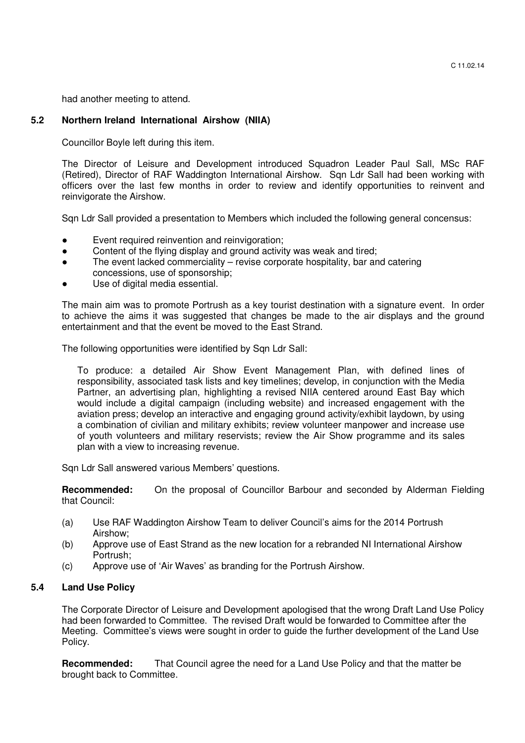had another meeting to attend.

### 5.2 Northern Ireland International Airshow (NIIA)

Councillor Boyle left during this item.

The Director of Leisure and Development introduced Squadron Leader Paul Sall, MSc RAF (Retired), Director of RAF Waddington International Airshow. Sqn Ldr Sall had been working with officers over the last few months in order to review and identify opportunities to reinvent and reinvigorate the Airshow.

Sqn Ldr Sall provided a presentation to Members which included the following general concensus:

- Event required reinvention and reinvigoration;
- Content of the flying display and ground activity was weak and tired;
- The event lacked commerciality – revise corporate hospitality, bar and catering concessions, use of sponsorship;
- Use of digital media essential.

The main aim was to promote Portrush as a key tourist destination with a signature event. In order to achieve the aims it was suggested that changes be made to the air displays and the ground entertainment and that the event be moved to the East Strand.

The following opportunities were identified by Sqn Ldr Sall:

> To produce: a detailed Air Show Event Management Plan, with defined lines of responsibility, associated task lists and key timelines; develop, in conjunction with the Media Partner, an advertising plan, highlighting a revised NIIA centered around East Bay which would include a digital campaign (including website) and increased engagement with the aviation press; develop an interactive and engaging ground activity/exhibit laydown, by using a combination of civilian and military exhibits; review volunteer manpower and increase use of youth volunteers and military reservists; review the Air Show programme and its sales plan with a view to increasing revenue.

Sqn Ldr Sall answered various Members' questions.

**Recommended:** On the proposal of Councillor Barbour and seconded by Alderman Fielding that Council:

(a) Use RAF Waddington Airshow Team to deliver Council's aims for the 2014 Portrush Airshow;

(b) Approve use of East Strand as the new location for a rebranded NI International Airshow Portrush;

(c) Approve use of 'Air Waves' as branding for the Portrush Airshow.

### 5.4 Land Use Policy

The Corporate Director of Leisure and Development apologised that the wrong Draft Land Use Policy had been forwarded to Committee. The revised Draft would be forwarded to Committee after the Meeting. Committee's views were sought in order to guide the further development of the Land Use Policy.

**Recommended:** That Council agree the need for a Land Use Policy and that the matter be brought back to Committee.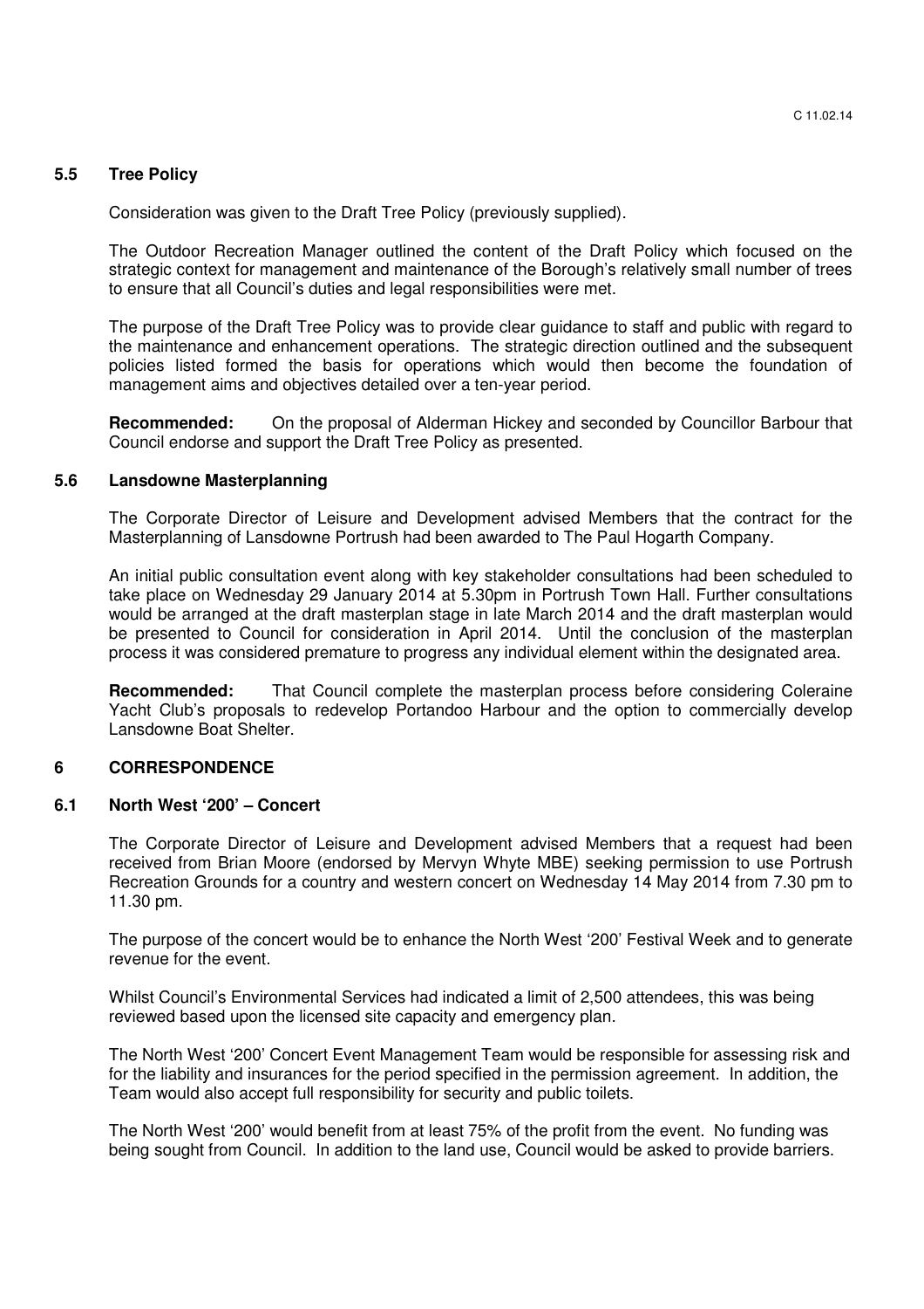### 5.5 Tree Policy

Consideration was given to the Draft Tree Policy (previously supplied).

The Outdoor Recreation Manager outlined the content of the Draft Policy which focused on the strategic context for management and maintenance of the Borough's relatively small number of trees to ensure that all Council's duties and legal responsibilities were met.

The purpose of the Draft Tree Policy was to provide clear guidance to staff and public with regard to the maintenance and enhancement operations. The strategic direction outlined and the subsequent policies listed formed the basis for operations which would then become the foundation of management aims and objectives detailed over a ten-year period.

**Recommended:** On the proposal of Alderman Hickey and seconded by Councillor Barbour that Council endorse and support the Draft Tree Policy as presented.

### 5.6 Lansdowne Masterplanning

The Corporate Director of Leisure and Development advised Members that the contract for the Masterplanning of Lansdowne Portrush had been awarded to The Paul Hogarth Company.

An initial public consultation event along with key stakeholder consultations had been scheduled to take place on Wednesday 29 January 2014 at 5.30pm in Portrush Town Hall. Further consultations would be arranged at the draft masterplan stage in late March 2014 and the draft masterplan would be presented to Council for consideration in April 2014. Until the conclusion of the masterplan process it was considered premature to progress any individual element within the designated area.

**Recommended:** That Council complete the masterplan process before considering Coleraine Yacht Club's proposals to redevelop Portandoo Harbour and the option to commercially develop Lansdowne Boat Shelter.

## 6 CORRESPONDENCE

### 6.1 North West '200' – Concert

The Corporate Director of Leisure and Development advised Members that a request had been received from Brian Moore (endorsed by Mervyn Whyte MBE) seeking permission to use Portrush Recreation Grounds for a country and western concert on Wednesday 14 May 2014 from 7.30 pm to 11.30 pm.

The purpose of the concert would be to enhance the North West '200' Festival Week and to generate revenue for the event.

Whilst Council's Environmental Services had indicated a limit of 2,500 attendees, this was being reviewed based upon the licensed site capacity and emergency plan.

The North West '200' Concert Event Management Team would be responsible for assessing risk and for the liability and insurances for the period specified in the permission agreement. In addition, the Team would also accept full responsibility for security and public toilets.

The North West '200' would benefit from at least 75% of the profit from the event. No funding was being sought from Council. In addition to the land use, Council would be asked to provide barriers.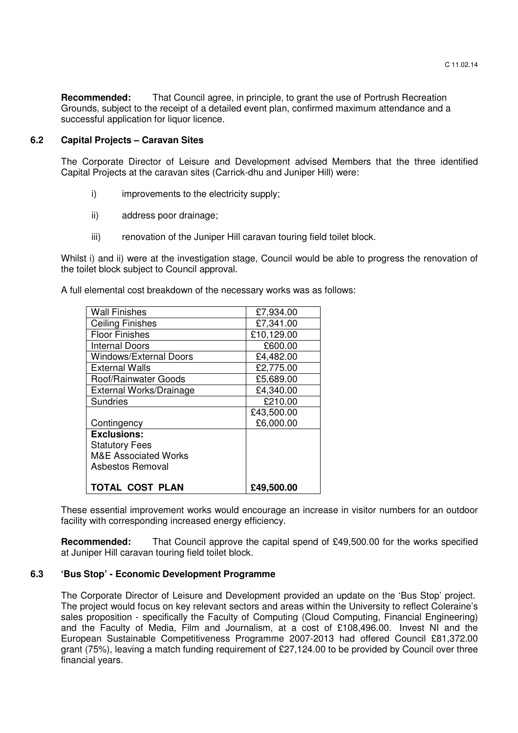**Recommended:** That Council agree, in principle, to grant the use of Portrush Recreation Grounds, subject to the receipt of a detailed event plan, confirmed maximum attendance and a successful application for liquor licence.

### 6.2 Capital Projects – Caravan Sites

The Corporate Director of Leisure and Development advised Members that the three identified Capital Projects at the caravan sites (Carrick-dhu and Juniper Hill) were:

i) improvements to the electricity supply;

ii) address poor drainage;

iii) renovation of the Juniper Hill caravan touring field toilet block.

Whilst i) and ii) were at the investigation stage, Council would be able to progress the renovation of the toilet block subject to Council approval.

A full elemental cost breakdown of the necessary works was as follows:

| | |
|---|---|
| Wall Finishes | £7,934.00 |
| Ceiling Finishes | £7,341.00 |
| Floor Finishes | £10,129.00 |
| Internal Doors | £600.00 |
| Windows/External Doors | £4,482.00 |
| External Walls | £2,775.00 |
| Roof/Rainwater Goods | £5,689.00 |
| External Works/Drainage | £4,340.00 |
| Sundries | £210.00 |
| | £43,500.00 |
| Contingency | £6,000.00 |
| **Exclusions:**<br>Statutory Fees<br>M&E Associated Works<br>Asbestos Removal | |
| **TOTAL COST PLAN** | **£49,500.00** |

These essential improvement works would encourage an increase in visitor numbers for an outdoor facility with corresponding increased energy efficiency.

**Recommended:** That Council approve the capital spend of £49,500.00 for the works specified at Juniper Hill caravan touring field toilet block.

### 6.3 'Bus Stop' - Economic Development Programme

The Corporate Director of Leisure and Development provided an update on the 'Bus Stop' project. The project would focus on key relevant sectors and areas within the University to reflect Coleraine's sales proposition - specifically the Faculty of Computing (Cloud Computing, Financial Engineering) and the Faculty of Media, Film and Journalism, at a cost of £108,496.00. Invest NI and the European Sustainable Competitiveness Programme 2007-2013 had offered Council £81,372.00 grant (75%), leaving a match funding requirement of £27,124.00 to be provided by Council over three financial years.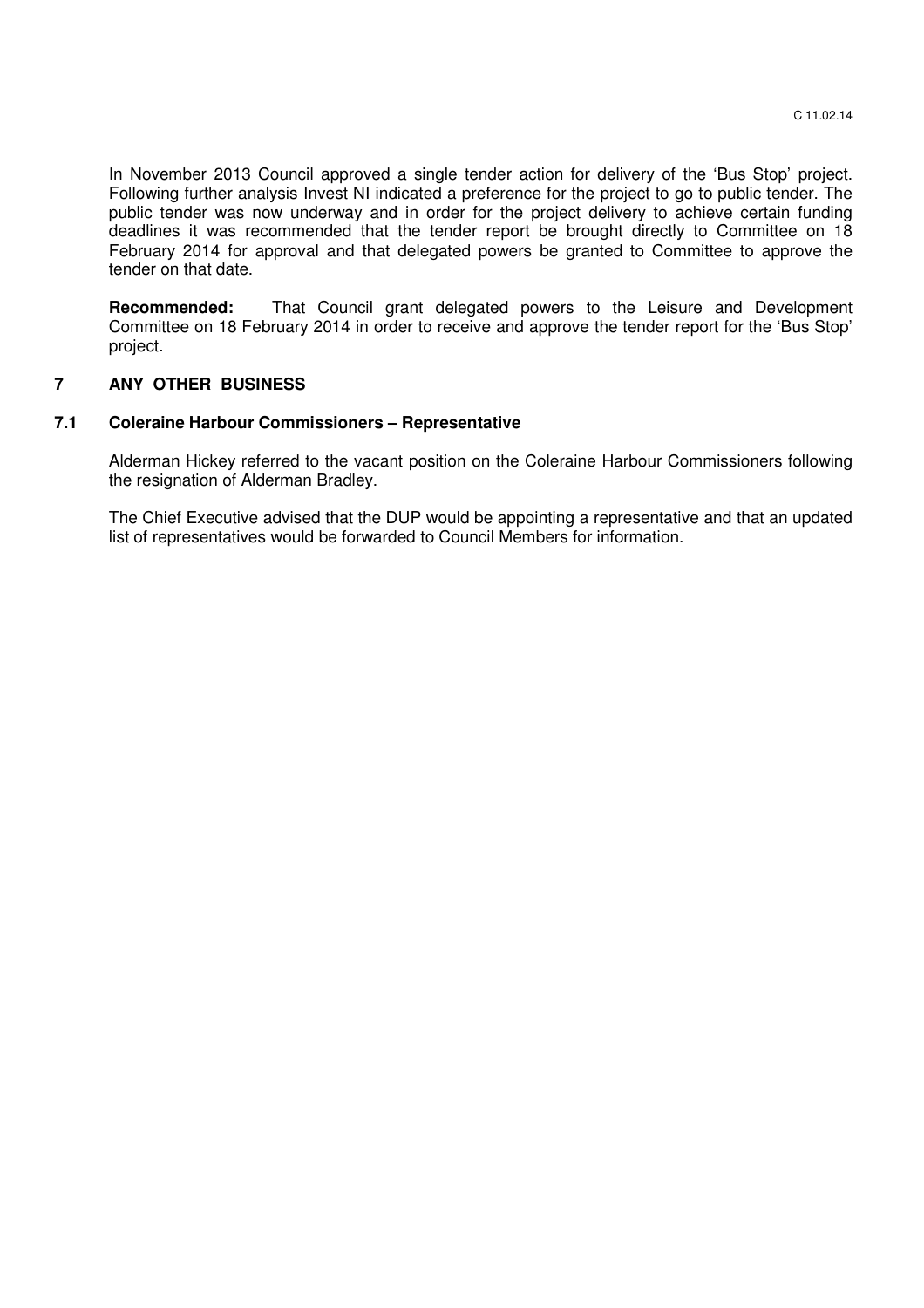In November 2013 Council approved a single tender action for delivery of the 'Bus Stop' project. Following further analysis Invest NI indicated a preference for the project to go to public tender. The public tender was now underway and in order for the project delivery to achieve certain funding deadlines it was recommended that the tender report be brought directly to Committee on 18 February 2014 for approval and that delegated powers be granted to Committee to approve the tender on that date.

**Recommended:** That Council grant delegated powers to the Leisure and Development Committee on 18 February 2014 in order to receive and approve the tender report for the 'Bus Stop' project.

## 7 ANY OTHER BUSINESS

### 7.1 Coleraine Harbour Commissioners – Representative

Alderman Hickey referred to the vacant position on the Coleraine Harbour Commissioners following the resignation of Alderman Bradley.

The Chief Executive advised that the DUP would be appointing a representative and that an updated list of representatives would be forwarded to Council Members for information.